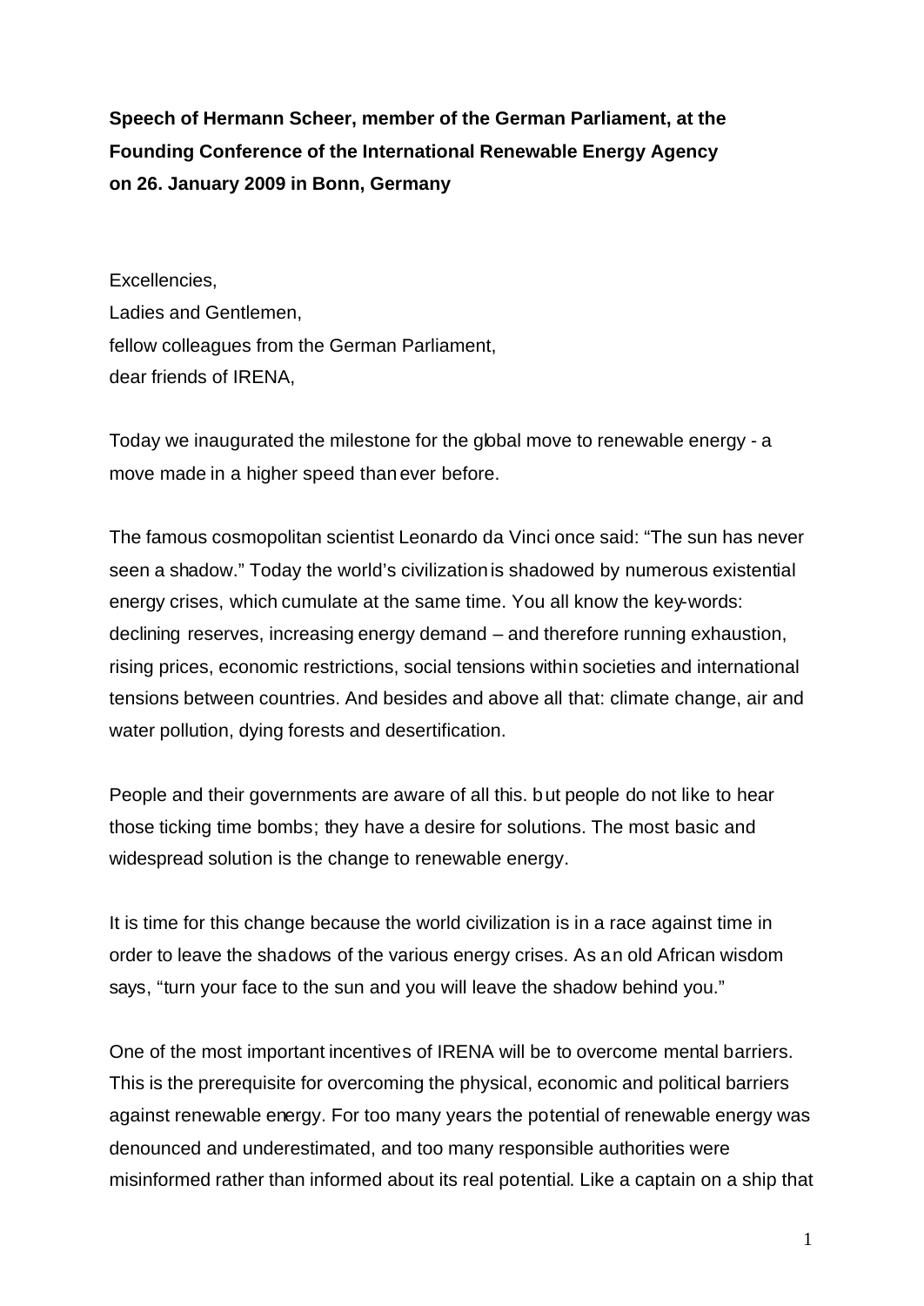**Speech of Hermann Scheer, member of the German Parliament, at the Founding Conference of the International Renewable Energy Agency on 26. January 2009 in Bonn, Germany**

Excellencies,
Ladies and Gentlemen,
fellow colleagues from the German Parliament,
dear friends of IRENA,

Today we inaugurated the milestone for the global move to renewable energy - a move made in a higher speed than ever before.

The famous cosmopolitan scientist Leonardo da Vinci once said: "The sun has never seen a shadow." Today the world's civilization is shadowed by numerous existential energy crises, which cumulate at the same time. You all know the key-words: declining reserves, increasing energy demand – and therefore running exhaustion, rising prices, economic restrictions, social tensions within societies and international tensions between countries. And besides and above all that: climate change, air and water pollution, dying forests and desertification.

People and their governments are aware of all this. but people do not like to hear those ticking time bombs; they have a desire for solutions. The most basic and widespread solution is the change to renewable energy.

It is time for this change because the world civilization is in a race against time in order to leave the shadows of the various energy crises. As an old African wisdom says, "turn your face to the sun and you will leave the shadow behind you."

One of the most important incentives of IRENA will be to overcome mental barriers. This is the prerequisite for overcoming the physical, economic and political barriers against renewable energy. For too many years the potential of renewable energy was denounced and underestimated, and too many responsible authorities were misinformed rather than informed about its real potential. Like a captain on a ship that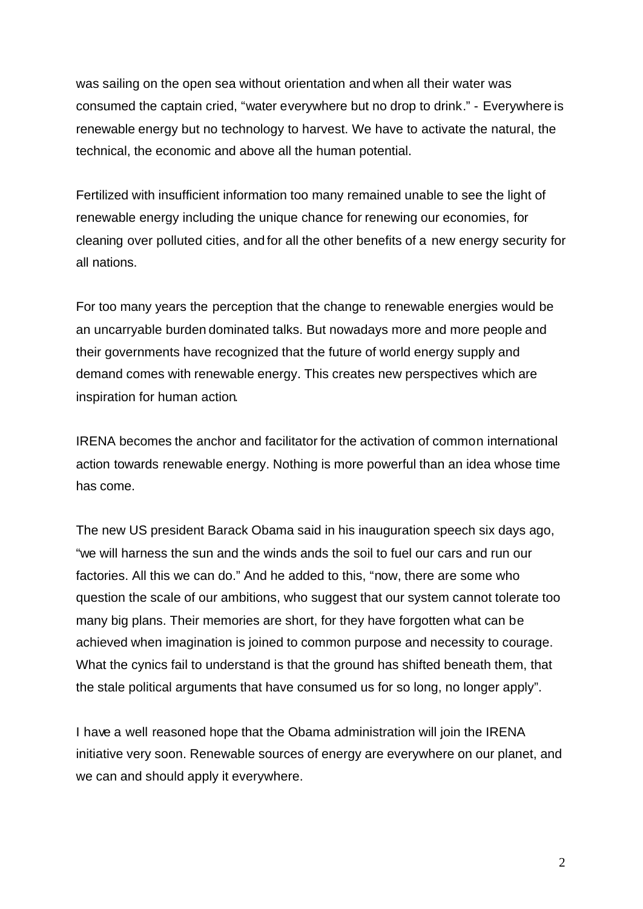was sailing on the open sea without orientation and when all their water was consumed the captain cried, "water everywhere but no drop to drink." - Everywhere is renewable energy but no technology to harvest. We have to activate the natural, the technical, the economic and above all the human potential.

Fertilized with insufficient information too many remained unable to see the light of renewable energy including the unique chance for renewing our economies, for cleaning over polluted cities, and for all the other benefits of a new energy security for all nations.

For too many years the perception that the change to renewable energies would be an uncarryable burden dominated talks. But nowadays more and more people and their governments have recognized that the future of world energy supply and demand comes with renewable energy. This creates new perspectives which are inspiration for human action.

IRENA becomes the anchor and facilitator for the activation of common international action towards renewable energy. Nothing is more powerful than an idea whose time has come.

The new US president Barack Obama said in his inauguration speech six days ago, "we will harness the sun and the winds ands the soil to fuel our cars and run our factories. All this we can do." And he added to this, "now, there are some who question the scale of our ambitions, who suggest that our system cannot tolerate too many big plans. Their memories are short, for they have forgotten what can be achieved when imagination is joined to common purpose and necessity to courage. What the cynics fail to understand is that the ground has shifted beneath them, that the stale political arguments that have consumed us for so long, no longer apply".

I have a well reasoned hope that the Obama administration will join the IRENA initiative very soon. Renewable sources of energy are everywhere on our planet, and we can and should apply it everywhere.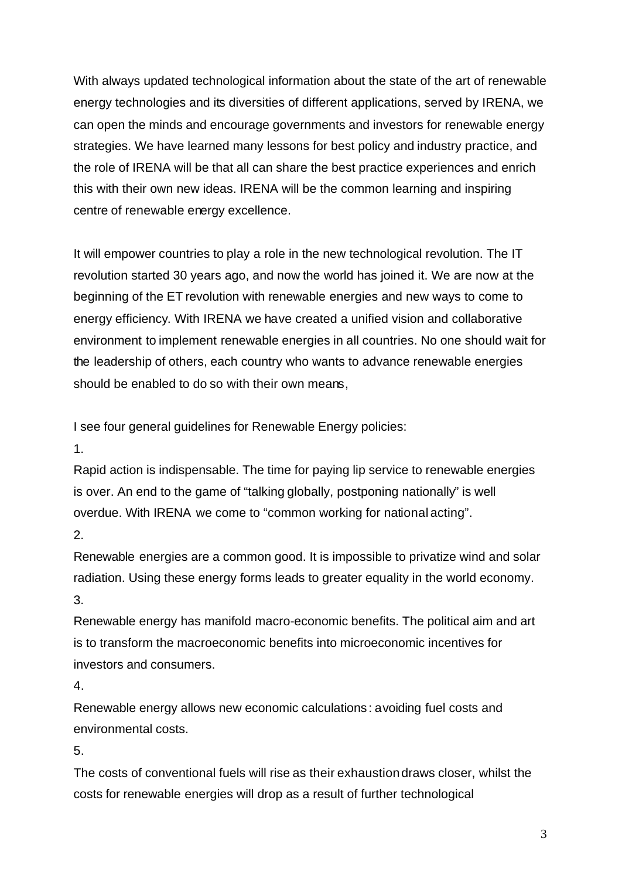With always updated technological information about the state of the art of renewable energy technologies and its diversities of different applications, served by IRENA, we can open the minds and encourage governments and investors for renewable energy strategies. We have learned many lessons for best policy and industry practice, and the role of IRENA will be that all can share the best practice experiences and enrich this with their own new ideas. IRENA will be the common learning and inspiring centre of renewable energy excellence.

It will empower countries to play a role in the new technological revolution. The IT revolution started 30 years ago, and now the world has joined it. We are now at the beginning of the ET revolution with renewable energies and new ways to come to energy efficiency. With IRENA we have created a unified vision and collaborative environment to implement renewable energies in all countries. No one should wait for the leadership of others, each country who wants to advance renewable energies should be enabled to do so with their own means,

I see four general guidelines for Renewable Energy policies:

1.
Rapid action is indispensable. The time for paying lip service to renewable energies is over. An end to the game of "talking globally, postponing nationally" is well overdue. With IRENA we come to "common working for national acting".

2.
Renewable energies are a common good. It is impossible to privatize wind and solar radiation. Using these energy forms leads to greater equality in the world economy.

3.
Renewable energy has manifold macro-economic benefits. The political aim and art is to transform the macroeconomic benefits into microeconomic incentives for investors and consumers.

4.
Renewable energy allows new economic calculations: avoiding fuel costs and environmental costs.

5.
The costs of conventional fuels will rise as their exhaustion draws closer, whilst the costs for renewable energies will drop as a result of further technological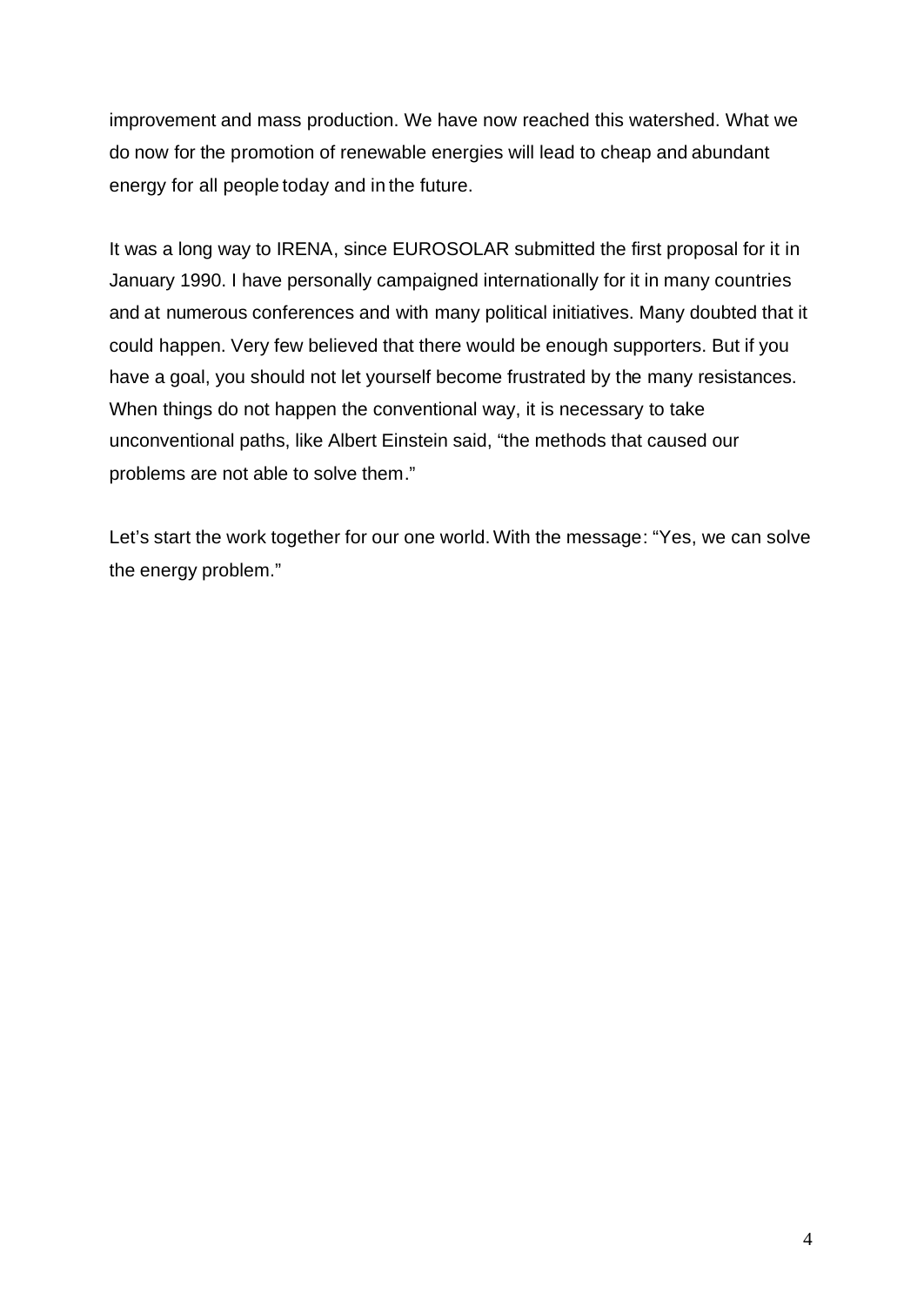improvement and mass production. We have now reached this watershed. What we do now for the promotion of renewable energies will lead to cheap and abundant energy for all people today and in the future.

It was a long way to IRENA, since EUROSOLAR submitted the first proposal for it in January 1990. I have personally campaigned internationally for it in many countries and at numerous conferences and with many political initiatives. Many doubted that it could happen. Very few believed that there would be enough supporters. But if you have a goal, you should not let yourself become frustrated by the many resistances. When things do not happen the conventional way, it is necessary to take unconventional paths, like Albert Einstein said, "the methods that caused our problems are not able to solve them."

Let's start the work together for our one world. With the message: "Yes, we can solve the energy problem."